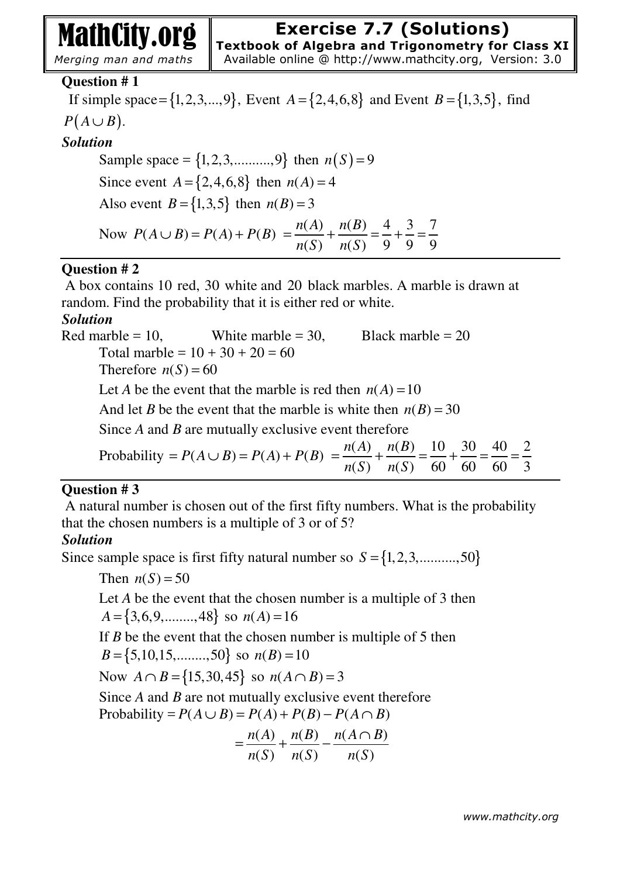# Exercise 7.7 (Solutions)

**Textbook of Algebra and Trigonometry for Class XI**

Available online @ http://www.mathcity.org, Version: 3.0

### Question # 1

If simple space $=\{1,2,3,...,9\}$, Event $A=\{2,4,6,8\}$ and Event $B=\{1,3,5\}$, find $P(A\cup B)$.

***Solution***

Sample space $=\{1,2,3,..........,9\}$ then $n(S)=9$

Since event $A=\{2,4,6,8\}$ then $n(A)=4$

Also event $B=\{1,3,5\}$ then $n(B)=3$

Now $P(A\cup B)=P(A)+P(B)=\dfrac{n(A)}{n(S)}+\dfrac{n(B)}{n(S)}=\dfrac{4}{9}+\dfrac{3}{9}=\dfrac{7}{9}$

### Question # 2

A box contains 10 red, 30 white and 20 black marbles. A marble is drawn at random. Find the probability that it is either red or white.

***Solution***

Red marble = 10, White marble = 30, Black marble = 20

Total marble = 10 + 30 + 20 = 60

Therefore $n(S)=60$

Let *A* be the event that the marble is red then $n(A)=10$

And let *B* be the event that the marble is white then $n(B)=30$

Since *A* and *B* are mutually exclusive event therefore

Probability $=P(A\cup B)=P(A)+P(B)=\dfrac{n(A)}{n(S)}+\dfrac{n(B)}{n(S)}=\dfrac{10}{60}+\dfrac{30}{60}=\dfrac{40}{60}=\dfrac{2}{3}$

### Question # 3

A natural number is chosen out of the first fifty numbers. What is the probability that the chosen numbers is a multiple of 3 or of 5?

***Solution***

Since sample space is first fifty natural number so $S=\{1,2,3,..........,50\}$

Then $n(S)=50$

Let *A* be the event that the chosen number is a multiple of 3 then $A=\{3,6,9,........,48\}$ so $n(A)=16$

If *B* be the event that the chosen number is multiple of 5 then $B=\{5,10,15,........,50\}$ so $n(B)=10$

Now $A\cap B=\{15,30,45\}$ so $n(A\cap B)=3$

Since *A* and *B* are not mutually exclusive event therefore

Probability $=P(A\cup B)=P(A)+P(B)-P(A\cap B)$

$$=\frac{n(A)}{n(S)}+\frac{n(B)}{n(S)}-\frac{n(A\cap B)}{n(S)}$$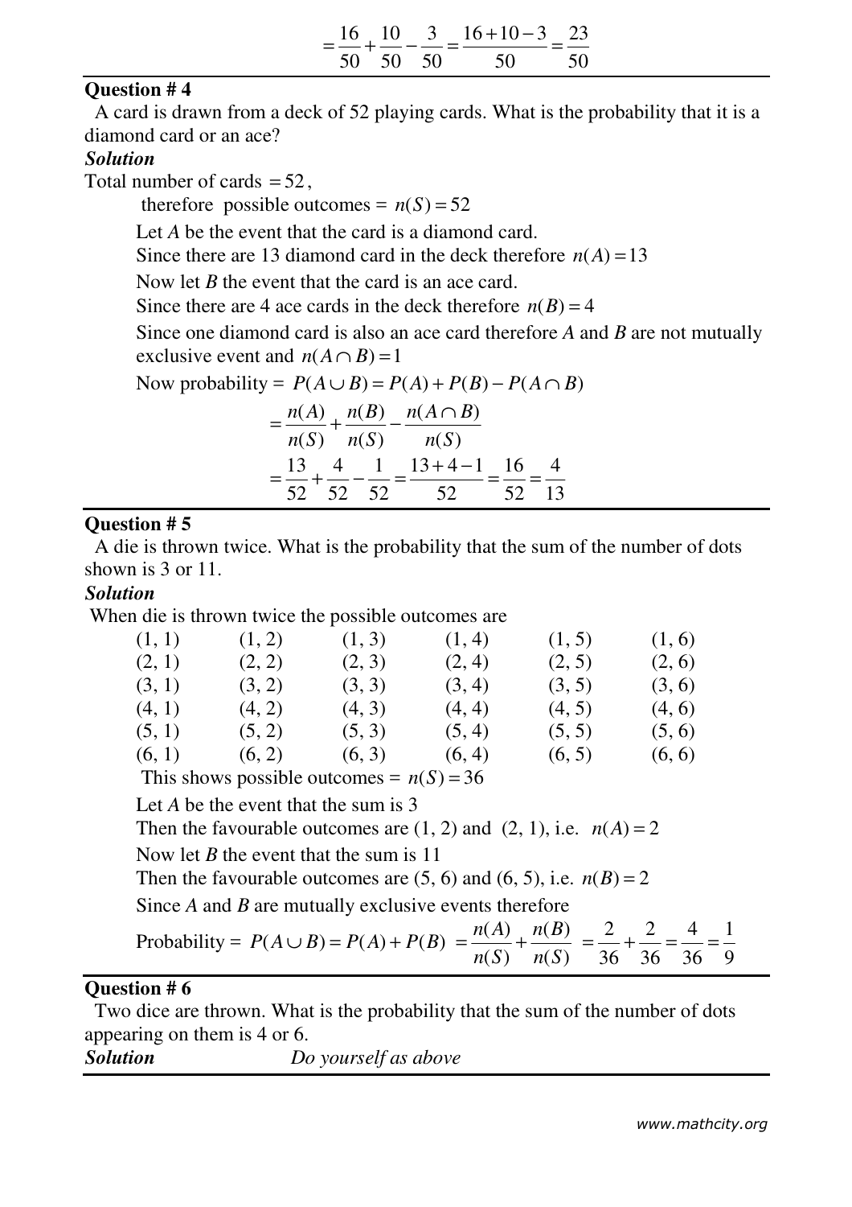$$= \frac{16}{50} + \frac{10}{50} - \frac{3}{50} = \frac{16 + 10 - 3}{50} = \frac{23}{50}$$

**Question # 4**

A card is drawn from a deck of 52 playing cards. What is the probability that it is a diamond card or an ace?

***Solution***

Total number of cards $= 52$,

therefore possible outcomes = $n(S) = 52$

Let $A$ be the event that the card is a diamond card.

Since there are 13 diamond card in the deck therefore $n(A) = 13$

Now let $B$ the event that the card is an ace card.

Since there are 4 ace cards in the deck therefore $n(B) = 4$

Since one diamond card is also an ace card therefore $A$ and $B$ are not mutually exclusive event and $n(A \cap B) = 1$

Now probability = $P(A \cup B) = P(A) + P(B) - P(A \cap B)$

$$= \frac{n(A)}{n(S)} + \frac{n(B)}{n(S)} - \frac{n(A \cap B)}{n(S)}$$

$$= \frac{13}{52} + \frac{4}{52} - \frac{1}{52} = \frac{13 + 4 - 1}{52} = \frac{16}{52} = \frac{4}{13}$$

**Question # 5**

A die is thrown twice. What is the probability that the sum of the number of dots shown is 3 or 11.

***Solution***

When die is thrown twice the possible outcomes are

| | | | | | |
|---|---|---|---|---|---|
| (1, 1) | (1, 2) | (1, 3) | (1, 4) | (1, 5) | (1, 6) |
| (2, 1) | (2, 2) | (2, 3) | (2, 4) | (2, 5) | (2, 6) |
| (3, 1) | (3, 2) | (3, 3) | (3, 4) | (3, 5) | (3, 6) |
| (4, 1) | (4, 2) | (4, 3) | (4, 4) | (4, 5) | (4, 6) |
| (5, 1) | (5, 2) | (5, 3) | (5, 4) | (5, 5) | (5, 6) |
| (6, 1) | (6, 2) | (6, 3) | (6, 4) | (6, 5) | (6, 6) |

This shows possible outcomes = $n(S) = 36$

Let $A$ be the event that the sum is 3

Then the favourable outcomes are (1, 2) and (2, 1), i.e. $n(A) = 2$

Now let $B$ the event that the sum is 11

Then the favourable outcomes are (5, 6) and (6, 5), i.e. $n(B) = 2$

Since $A$ and $B$ are mutually exclusive events therefore

Probability = $P(A \cup B) = P(A) + P(B) = \frac{n(A)}{n(S)} + \frac{n(B)}{n(S)} = \frac{2}{36} + \frac{2}{36} = \frac{4}{36} = \frac{1}{9}$

**Question # 6**

Two dice are thrown. What is the probability that the sum of the number of dots appearing on them is 4 or 6.

***Solution*** *Do yourself as above*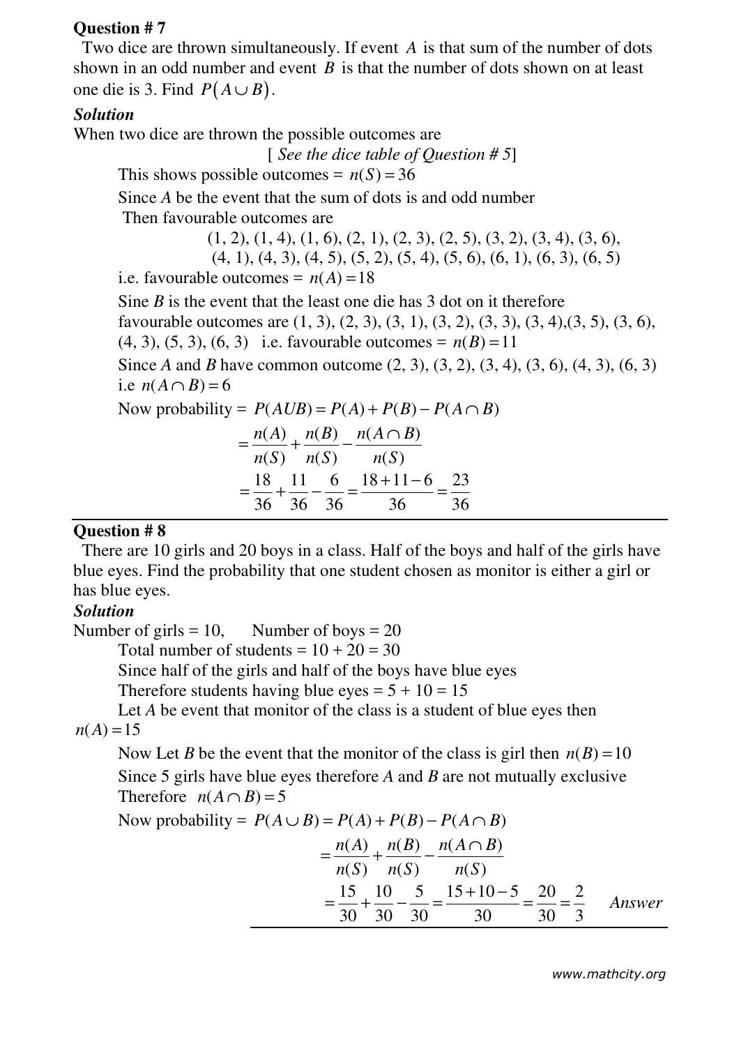**Question # 7**

Two dice are thrown simultaneously. If event $A$ is that sum of the number of dots shown in an odd number and event $B$ is that the number of dots shown on at least one die is 3. Find $P(A \cup B)$.

***Solution***

When two dice are thrown the possible outcomes are

[ *See the dice table of Question # 5*]

This shows possible outcomes = $n(S) = 36$

Since $A$ be the event that the sum of dots is and odd number

Then favourable outcomes are

(1, 2), (1, 4), (1, 6), (2, 1), (2, 3), (2, 5), (3, 2), (3, 4), (3, 6),
(4, 1), (4, 3), (4, 5), (5, 2), (5, 4), (5, 6), (6, 1), (6, 3), (6, 5)

i.e. favourable outcomes = $n(A) = 18$

Sine $B$ is the event that the least one die has 3 dot on it therefore favourable outcomes are (1, 3), (2, 3), (3, 1), (3, 2), (3, 3), (3, 4),(3, 5), (3, 6), (4, 3), (5, 3), (6, 3) i.e. favourable outcomes = $n(B) = 11$

Since $A$ and $B$ have common outcome (2, 3), (3, 2), (3, 4), (3, 6), (4, 3), (6, 3) i.e $n(A \cap B) = 6$

Now probability = $P(AUB) = P(A) + P(B) - P(A \cap B)$

$$= \frac{n(A)}{n(S)} + \frac{n(B)}{n(S)} - \frac{n(A \cap B)}{n(S)}$$

$$= \frac{18}{36} + \frac{11}{36} - \frac{6}{36} = \frac{18 + 11 - 6}{36} = \frac{23}{36}$$

---

**Question # 8**

There are 10 girls and 20 boys in a class. Half of the boys and half of the girls have blue eyes. Find the probability that one student chosen as monitor is either a girl or has blue eyes.

***Solution***

Number of girls = 10, Number of boys = 20

Total number of students = 10 + 20 = 30

Since half of the girls and half of the boys have blue eyes

Therefore students having blue eyes = 5 + 10 = 15

Let $A$ be event that monitor of the class is a student of blue eyes then $n(A) = 15$

Now Let $B$ be the event that the monitor of the class is girl then $n(B) = 10$

Since 5 girls have blue eyes therefore $A$ and $B$ are not mutually exclusive

Therefore $n(A \cap B) = 5$

Now probability = $P(A \cup B) = P(A) + P(B) - P(A \cap B)$

$$= \frac{n(A)}{n(S)} + \frac{n(B)}{n(S)} - \frac{n(A \cap B)}{n(S)}$$

$$= \frac{15}{30} + \frac{10}{30} - \frac{5}{30} = \frac{15 + 10 - 5}{30} = \frac{20}{30} = \frac{2}{3} \quad \textit{Answer}$$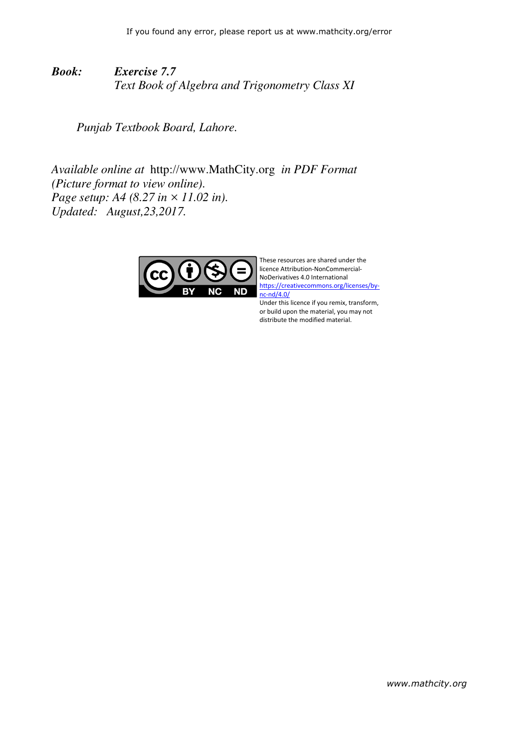***Book:*** ***Exercise 7.7***
*Text Book of Algebra and Trigonometry Class XI*

*Punjab Textbook Board, Lahore.*

*Available online at* http://www.MathCity.org *in PDF Format*
*(Picture format to view online).*
*Page setup: A4 (8.27 in × 11.02 in).*
*Updated: August,23,2017.*

These resources are shared under the licence Attribution-NonCommercial-NoDerivatives 4.0 International https://creativecommons.org/licenses/by-nc-nd/4.0/
Under this licence if you remix, transform, or build upon the material, you may not distribute the modified material.